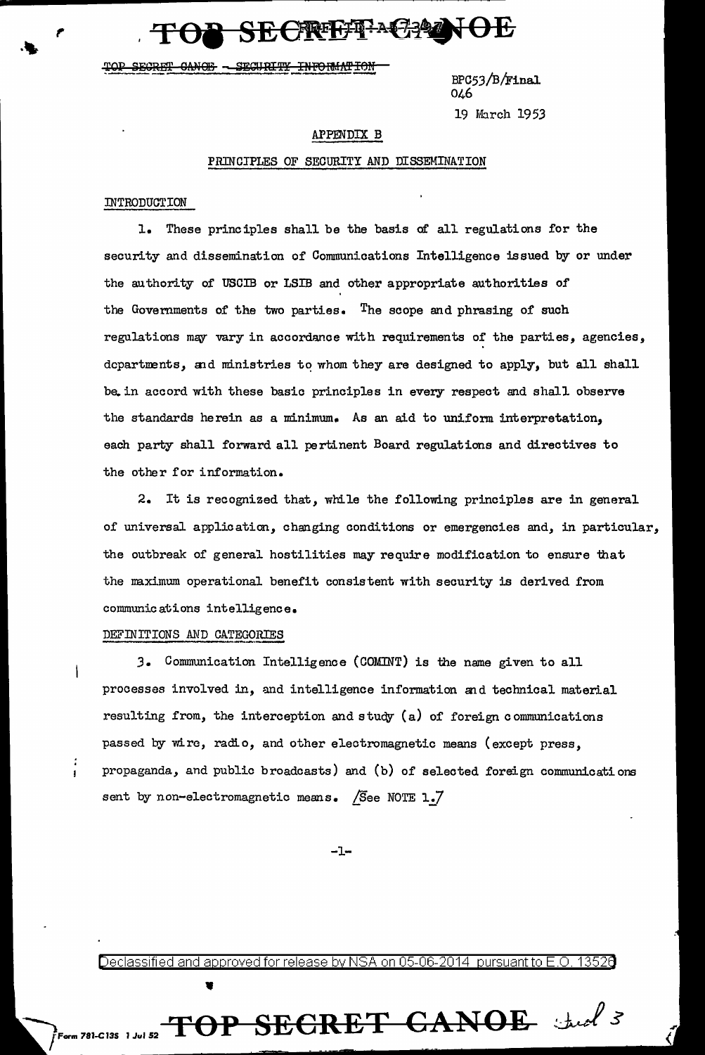TOP SECRET CANOE

TOP SECRET CANOE - SECURITY INFORMATION

BPC53/B/Final
046
19 March 1953

## APPENDIX B

## PRINCIPLES OF SECURITY AND DISSEMINATION

### INTRODUCTION

1. These principles shall be the basis of all regulations for the security and dissemination of Communications Intelligence issued by or under the authority of USCIB or LSIB and other appropriate authorities of the Governments of the two parties. The scope and phrasing of such regulations may vary in accordance with requirements of the parties, agencies, departments, and ministries to whom they are designed to apply, but all shall be in accord with these basic principles in every respect and shall observe the standards herein as a minimum. As an aid to uniform interpretation, each party shall forward all pertinent Board regulations and directives to the other for information.

2. It is recognized that, while the following principles are in general of universal application, changing conditions or emergencies and, in particular, the outbreak of general hostilities may require modification to ensure that the maximum operational benefit consistent with security is derived from communications intelligence.

### DEFINITIONS AND CATEGORIES

3. Communication Intelligence (COMINT) is the name given to all processes involved in, and intelligence information and technical material resulting from, the interception and study (a) of foreign communications passed by wire, radio, and other electromagnetic means (except press, propaganda, and public broadcasts) and (b) of selected foreign communications sent by non-electromagnetic means. /See NOTE 1./

Declassified and approved for release by NSA on 05-06-2014 pursuant to E.O. 13526

TOP SECRET CANOE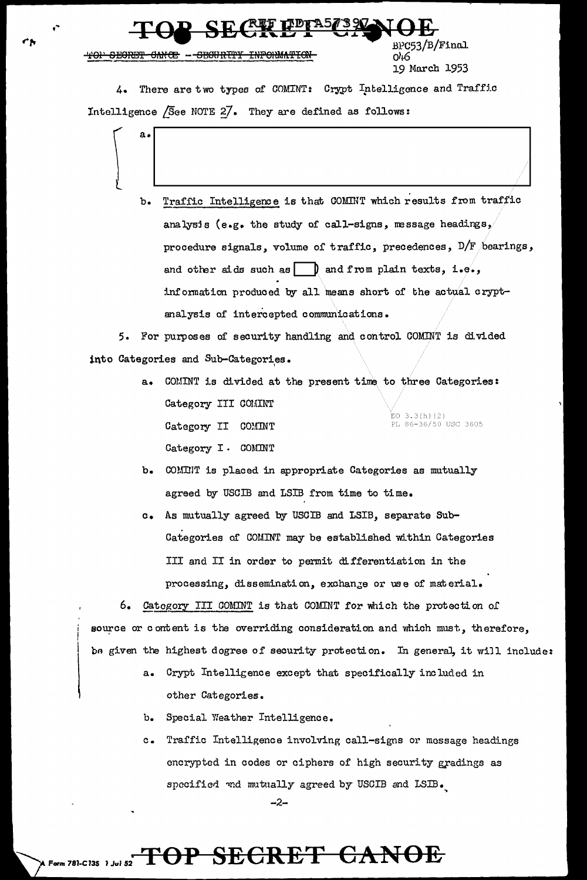TOP SECRET CANOE -- SECURITY INFORMATION

BPC53/B/Final
046
19 March 1953

4. There are two types of COMINT: Crypt Intelligence and Traffic Intelligence [See NOTE 2]. They are defined as follows:

a. [redacted]

b. Traffic Intelligence is that COMINT which results from traffic analysis (e.g. the study of call-signs, message headings, procedure signals, volume of traffic, precedences, D/F bearings, and other aids such as [redacted]) and from plain texts, i.e., information produced by all means short of the actual cryptanalysis of intercepted communications.

5. For purposes of security handling and control COMINT is divided into Categories and Sub-Categories.

a. COMINT is divided at the present time to three Categories:

Category III COMINT

Category II COMINT

Category I. COMINT

EO 3.3(h)(2)
PL 86-36/50 USC 3605

b. COMINT is placed in appropriate Categories as mutually agreed by USCIB and LSIB from time to time.

c. As mutually agreed by USCIB and LSIB, separate Sub-Categories of COMINT may be established within Categories III and II in order to permit differentiation in the processing, dissemination, exchange or use of material.

6. Category III COMINT is that COMINT for which the protection of source or content is the overriding consideration and which must, therefore, be given the highest degree of security protection. In general, it will include:

a. Crypt Intelligence except that specifically included in other Categories.

b. Special Weather Intelligence.

c. Traffic Intelligence involving call-signs or message headings encrypted in codes or ciphers of high security gradings as specified and mutually agreed by USCIB and LSIB.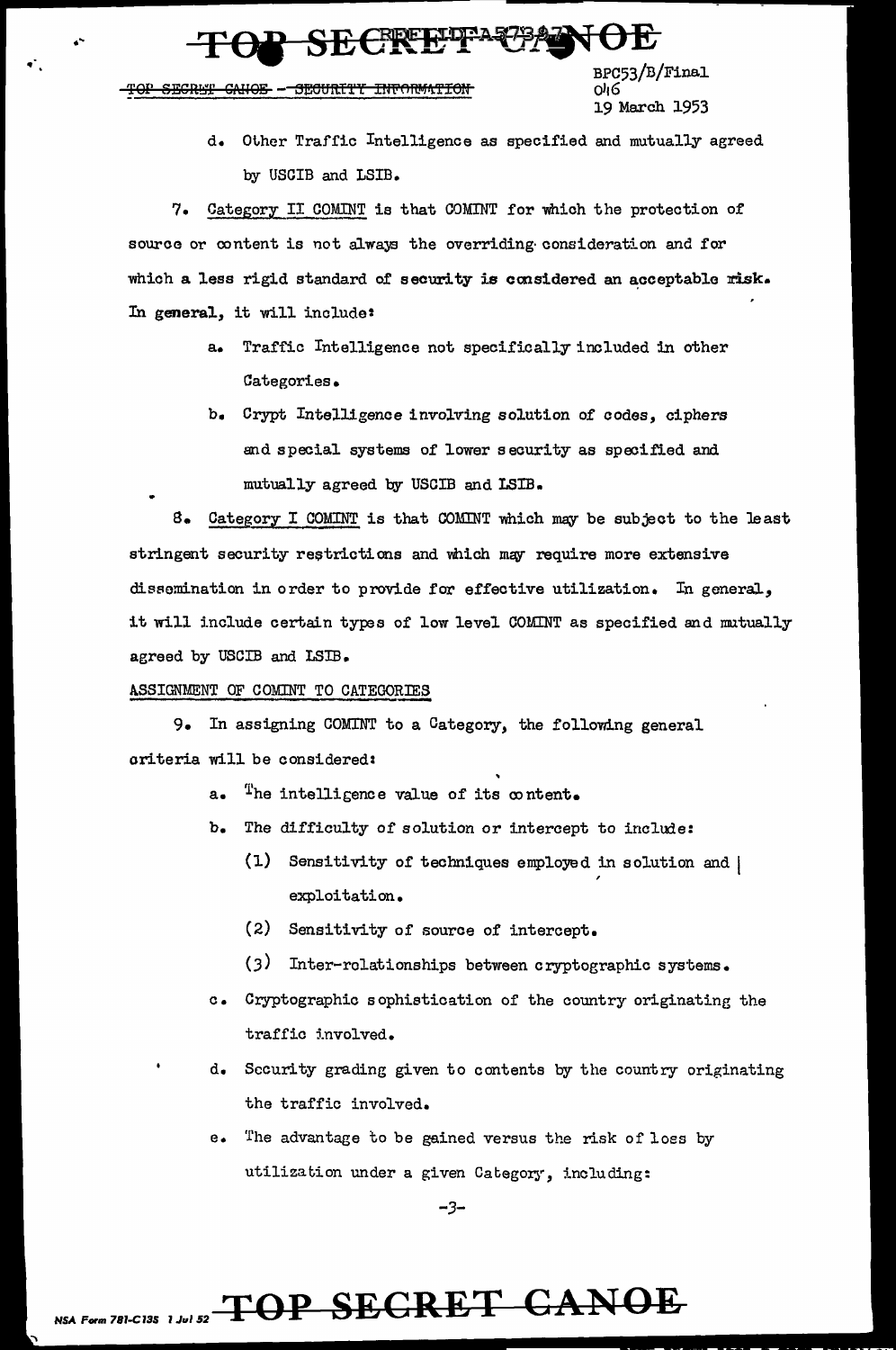d. Other Traffic Intelligence as specified and mutually agreed by USCIB and LSIB.

7. Category II COMINT is that COMINT for which the protection of source or content is not always the overriding consideration and for which a less rigid standard of security is considered an acceptable risk. In general, it will include:

a. Traffic Intelligence not specifically included in other Categories.

b. Crypt Intelligence involving solution of codes, ciphers and special systems of lower security as specified and mutually agreed by USCIB and LSIB.

8. Category I COMINT is that COMINT which may be subject to the least stringent security restrictions and which may require more extensive dissemination in order to provide for effective utilization. In general, it will include certain types of low level COMINT as specified and mutually agreed by USCIB and LSIB.

ASSIGNMENT OF COMINT TO CATEGORIES

9. In assigning COMINT to a Category, the following general criteria will be considered:

a. The intelligence value of its content.

b. The difficulty of solution or intercept to include:

(1) Sensitivity of techniques employed in solution and exploitation.

(2) Sensitivity of source of intercept.

(3) Inter-relationships between cryptographic systems.

c. Cryptographic sophistication of the country originating the traffic involved.

d. Security grading given to contents by the country originating the traffic involved.

e. The advantage to be gained versus the risk of loss by utilization under a given Category, including: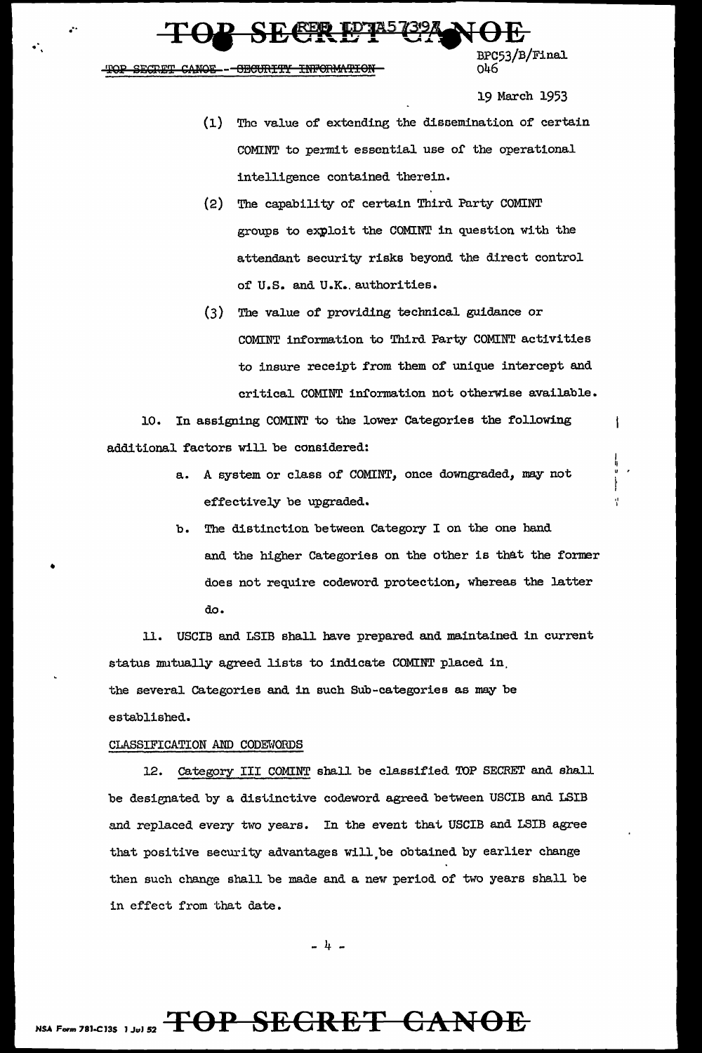(1) The value of extending the dissemination of certain COMINT to permit essential use of the operational intelligence contained therein.

(2) The capability of certain Third Party COMINT groups to exploit the COMINT in question with the attendant security risks beyond the direct control of U.S. and U.K. authorities.

(3) The value of providing technical guidance or COMINT information to Third Party COMINT activities to insure receipt from them of unique intercept and critical COMINT information not otherwise available.

10. In assigning COMINT to the lower Categories the following additional factors will be considered:

a. A system or class of COMINT, once downgraded, may not effectively be upgraded.

b. The distinction between Category I on the one hand and the higher Categories on the other is that the former does not require codeword protection, whereas the latter do.

11. USCIB and LSIB shall have prepared and maintained in current status mutually agreed lists to indicate COMINT placed in the several Categories and in such Sub-categories as may be established.

CLASSIFICATION AND CODEWORDS

12. Category III COMINT shall be classified TOP SECRET and shall be designated by a distinctive codeword agreed between USCIB and LSIB and replaced every two years. In the event that USCIB and LSIB agree that positive security advantages will be obtained by earlier change then such change shall be made and a new period of two years shall be in effect from that date.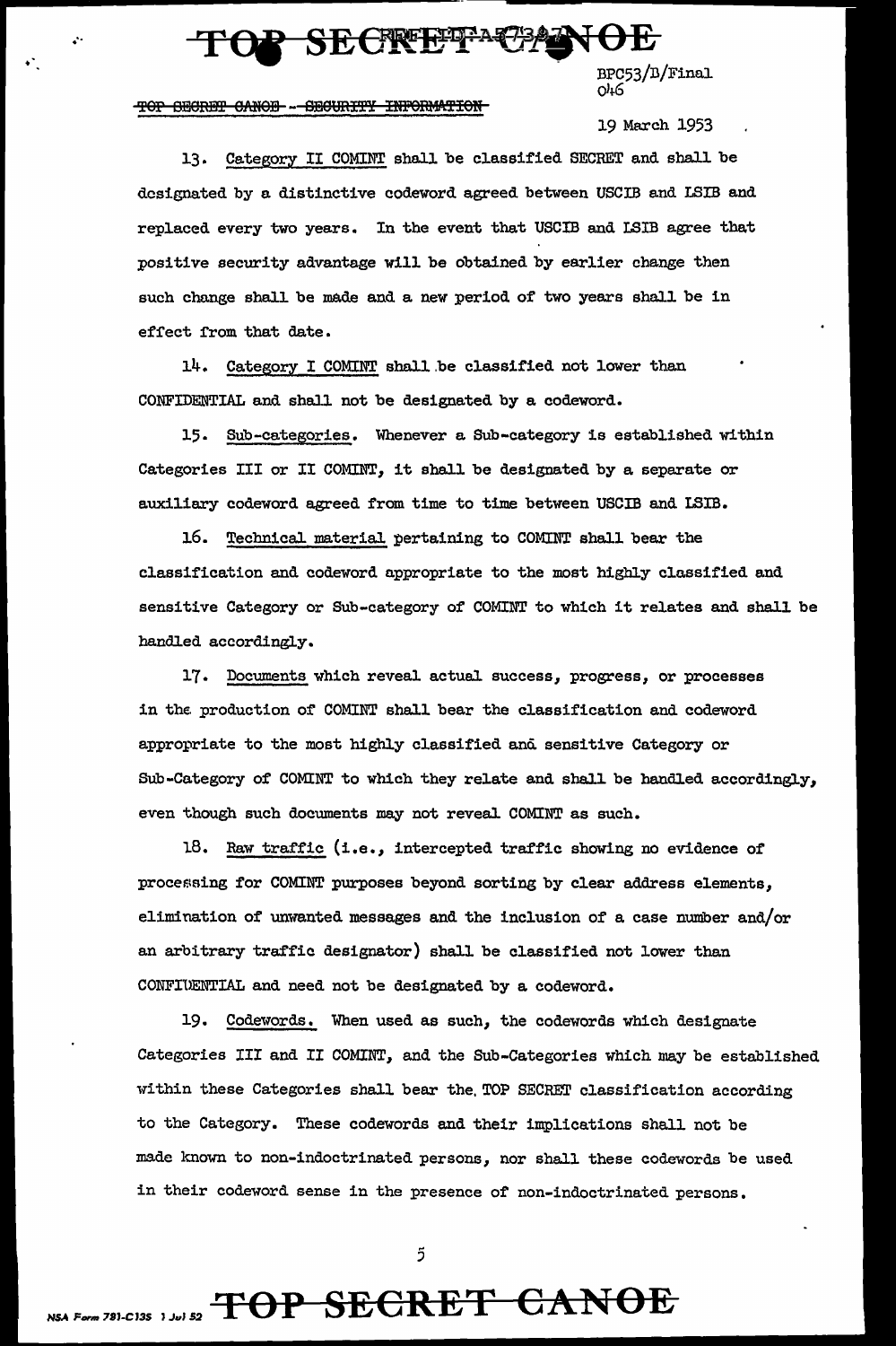BPC53/B/Final
046

19 March 1953

13. Category II COMINT shall be classified SECRET and shall be designated by a distinctive codeword agreed between USCIB and LSIB and replaced every two years. In the event that USCIB and LSIB agree that positive security advantage will be obtained by earlier change then such change shall be made and a new period of two years shall be in effect from that date.

14. Category I COMINT shall be classified not lower than CONFIDENTIAL and shall not be designated by a codeword.

15. Sub-categories. Whenever a Sub-category is established within Categories III or II COMINT, it shall be designated by a separate or auxiliary codeword agreed from time to time between USCIB and LSIB.

16. Technical material pertaining to COMINT shall bear the classification and codeword appropriate to the most highly classified and sensitive Category or Sub-category of COMINT to which it relates and shall be handled accordingly.

17. Documents which reveal actual success, progress, or processes in the production of COMINT shall bear the classification and codeword appropriate to the most highly classified and sensitive Category or Sub-Category of COMINT to which they relate and shall be handled accordingly, even though such documents may not reveal COMINT as such.

18. Raw traffic (i.e., intercepted traffic showing no evidence of processing for COMINT purposes beyond sorting by clear address elements, elimination of unwanted messages and the inclusion of a case number and/or an arbitrary traffic designator) shall be classified not lower than CONFIDENTIAL and need not be designated by a codeword.

19. Codewords. When used as such, the codewords which designate Categories III and II COMINT, and the Sub-Categories which may be established within these Categories shall bear the TOP SECRET classification according to the Category. These codewords and their implications shall not be made known to non-indoctrinated persons, nor shall these codewords be used in their codeword sense in the presence of non-indoctrinated persons.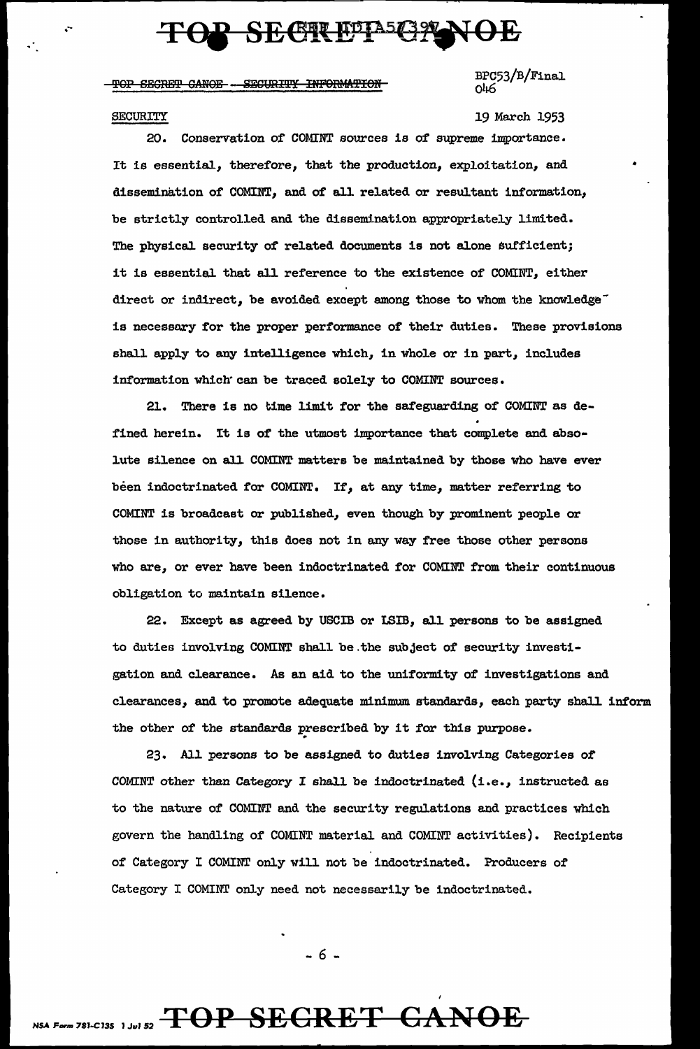BPC53/B/Final
046

19 March 1953

SECURITY

20. Conservation of COMINT sources is of supreme importance. It is essential, therefore, that the production, exploitation, and dissemination of COMINT, and of all related or resultant information, be strictly controlled and the dissemination appropriately limited. The physical security of related documents is not alone sufficient; it is essential that all reference to the existence of COMINT, either direct or indirect, be avoided except among those to whom the knowledge is necessary for the proper performance of their duties. These provisions shall apply to any intelligence which, in whole or in part, includes information which can be traced solely to COMINT sources.

21. There is no time limit for the safeguarding of COMINT as defined herein. It is of the utmost importance that complete and absolute silence on all COMINT matters be maintained by those who have ever been indoctrinated for COMINT. If, at any time, matter referring to COMINT is broadcast or published, even though by prominent people or those in authority, this does not in any way free those other persons who are, or ever have been indoctrinated for COMINT from their continuous obligation to maintain silence.

22. Except as agreed by USCIB or LSIB, all persons to be assigned to duties involving COMINT shall be the subject of security investigation and clearance. As an aid to the uniformity of investigations and clearances, and to promote adequate minimum standards, each party shall inform the other of the standards prescribed by it for this purpose.

23. All persons to be assigned to duties involving Categories of COMINT other than Category I shall be indoctrinated (i.e., instructed as to the nature of COMINT and the security regulations and practices which govern the handling of COMINT material and COMINT activities). Recipients of Category I COMINT only will not be indoctrinated. Producers of Category I COMINT only need not necessarily be indoctrinated.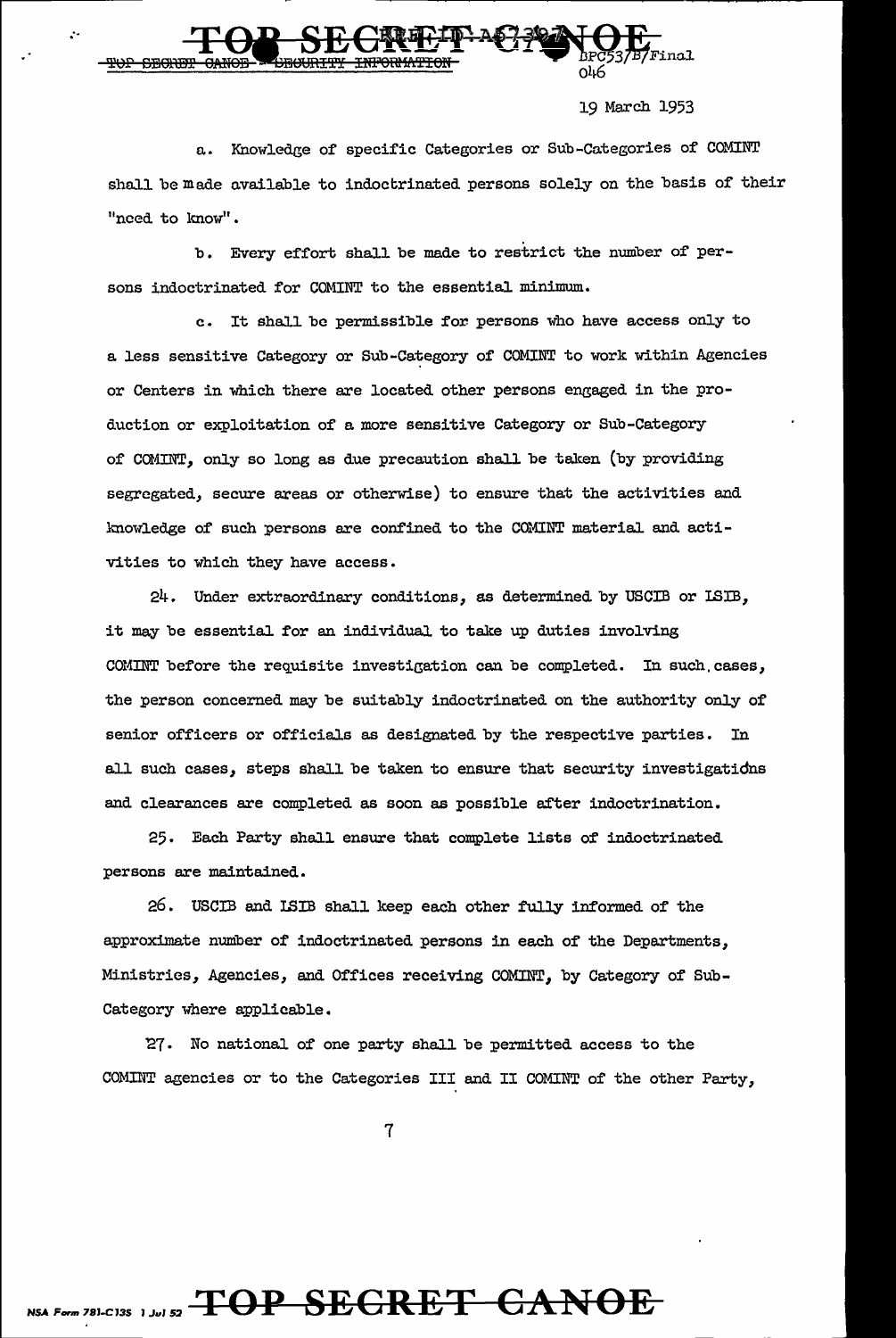a. Knowledge of specific Categories or Sub-Categories of COMINT shall be made available to indoctrinated persons solely on the basis of their "need to know".

b. Every effort shall be made to restrict the number of persons indoctrinated for COMINT to the essential minimum.

c. It shall be permissible for persons who have access only to a less sensitive Category or Sub-Category of COMINT to work within Agencies or Centers in which there are located other persons engaged in the production or exploitation of a more sensitive Category or Sub-Category of COMINT, only so long as due precaution shall be taken (by providing segregated, secure areas or otherwise) to ensure that the activities and knowledge of such persons are confined to the COMINT material and activities to which they have access.

24. Under extraordinary conditions, as determined by USCIB or LSIB, it may be essential for an individual to take up duties involving COMINT before the requisite investigation can be completed. In such cases, the person concerned may be suitably indoctrinated on the authority only of senior officers or officials as designated by the respective parties. In all such cases, steps shall be taken to ensure that security investigations and clearances are completed as soon as possible after indoctrination.

25. Each Party shall ensure that complete lists of indoctrinated persons are maintained.

26. USCIB and LSIB shall keep each other fully informed of the approximate number of indoctrinated persons in each of the Departments, Ministries, Agencies, and Offices receiving COMINT, by Category of Sub-Category where applicable.

27. No national of one party shall be permitted access to the COMINT agencies or to the Categories III and II COMINT of the other Party,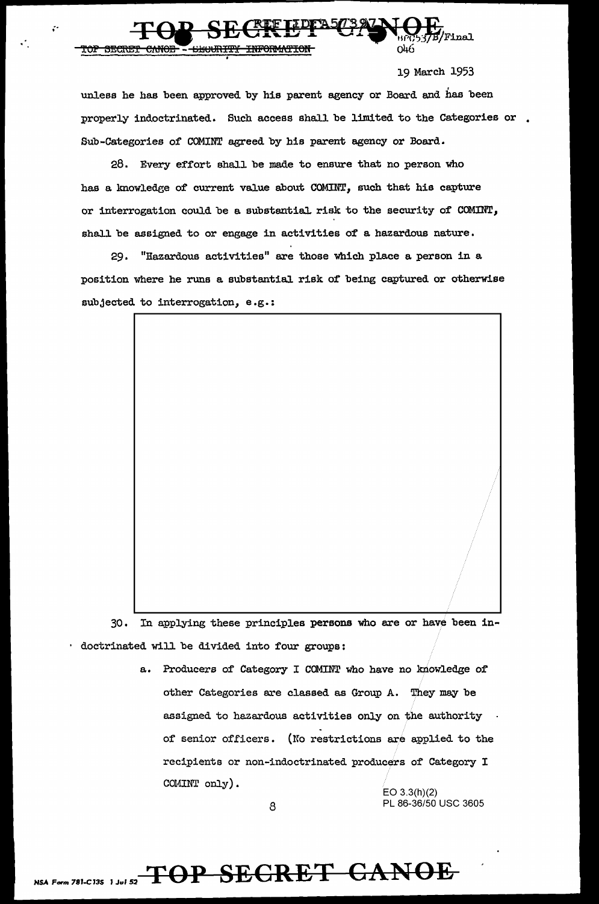unless he has been approved by his parent agency or Board and has been properly indoctrinated. Such access shall be limited to the Categories or Sub-Categories of COMINT agreed by his parent agency or Board.

28. Every effort shall be made to ensure that no person who has a knowledge of current value about COMINT, such that his capture or interrogation could be a substantial risk to the security of COMINT, shall be assigned to or engage in activities of a hazardous nature.

29. "Hazardous activities" are those which place a person in a position where he runs a substantial risk of being captured or otherwise subjected to interrogation, e.g.:

30. In applying these principles persons who are or have been indoctrinated will be divided into four groups:

a. Producers of Category I COMINT who have no knowledge of other Categories are classed as Group A. They may be assigned to hazardous activities only on the authority of senior officers. (No restrictions are applied to the recipients or non-indoctrinated producers of Category I COMINT only).

EO 3.3(h)(2)
PL 86-36/50 USC 3605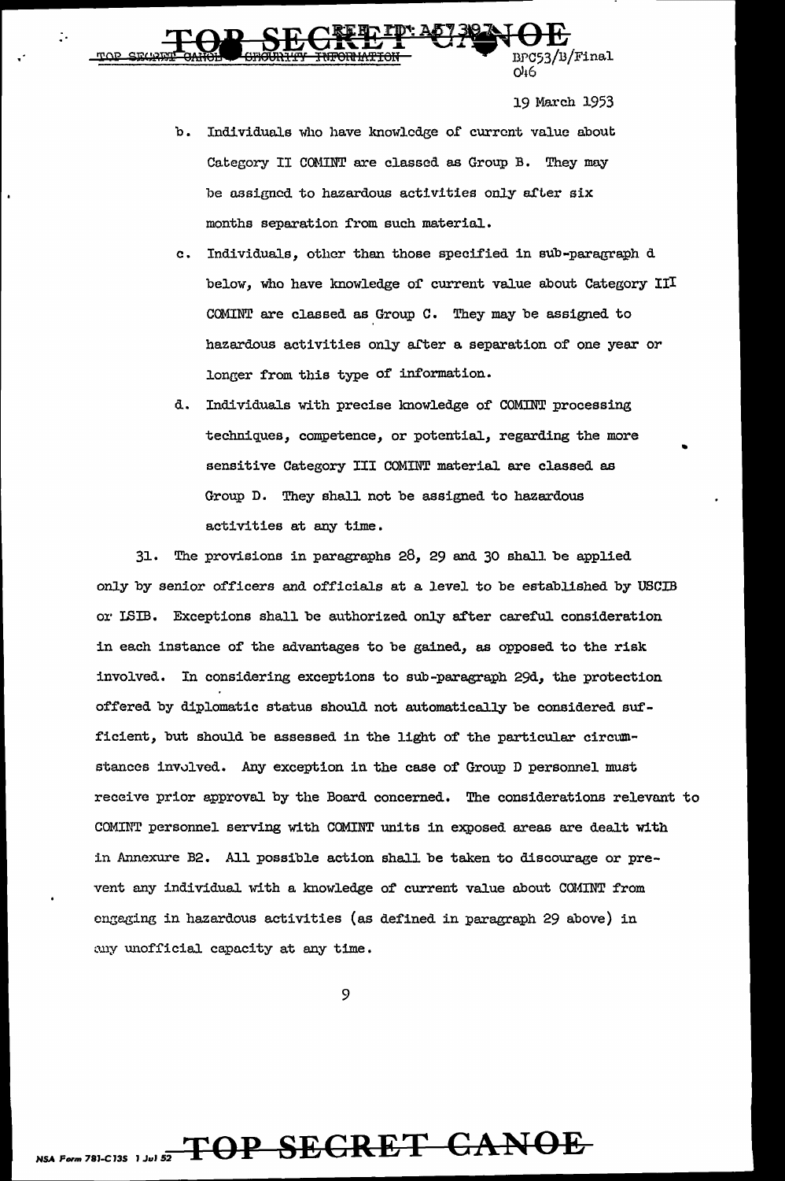BPC53/B/Final
046

19 March 1953

b. Individuals who have knowledge of current value about Category II COMINT are classed as Group B. They may be assigned to hazardous activities only after six months separation from such material.

c. Individuals, other than those specified in sub-paragraph d below, who have knowledge of current value about Category III COMINT are classed as Group C. They may be assigned to hazardous activities only after a separation of one year or longer from this type of information.

d. Individuals with precise knowledge of COMINT processing techniques, competence, or potential, regarding the more sensitive Category III COMINT material are classed as Group D. They shall not be assigned to hazardous activities at any time.

31. The provisions in paragraphs 28, 29 and 30 shall be applied only by senior officers and officials at a level to be established by USCIB or LSIB. Exceptions shall be authorized only after careful consideration in each instance of the advantages to be gained, as opposed to the risk involved. In considering exceptions to sub-paragraph 29d, the protection offered by diplomatic status should not automatically be considered sufficient, but should be assessed in the light of the particular circumstances involved. Any exception in the case of Group D personnel must receive prior approval by the Board concerned. The considerations relevant to COMINT personnel serving with COMINT units in exposed areas are dealt with in Annexure B2. All possible action shall be taken to discourage or prevent any individual with a knowledge of current value about COMINT from engaging in hazardous activities (as defined in paragraph 29 above) in any unofficial capacity at any time.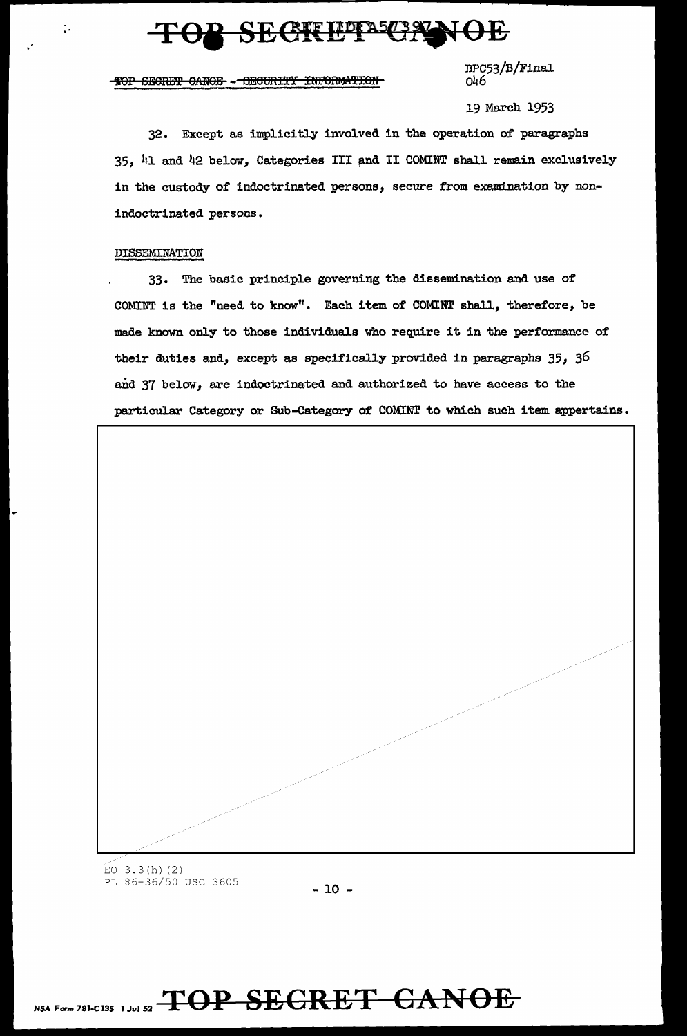TOP SECRET CANOE - SECURITY INFORMATION

BPC53/B/Final
046

19 March 1953

32. Except as implicitly involved in the operation of paragraphs 35, 41 and 42 below, Categories III and II COMINT shall remain exclusively in the custody of indoctrinated persons, secure from examination by non-indoctrinated persons.

DISSEMINATION

33. The basic principle governing the dissemination and use of COMINT is the "need to know". Each item of COMINT shall, therefore, be made known only to those individuals who require it in the performance of their duties and, except as specifically provided in paragraphs 35, 36 and 37 below, are indoctrinated and authorized to have access to the particular Category or Sub-Category of COMINT to which such item appertains.

EO 3.3(h)(2)
PL 86-36/50 USC 3605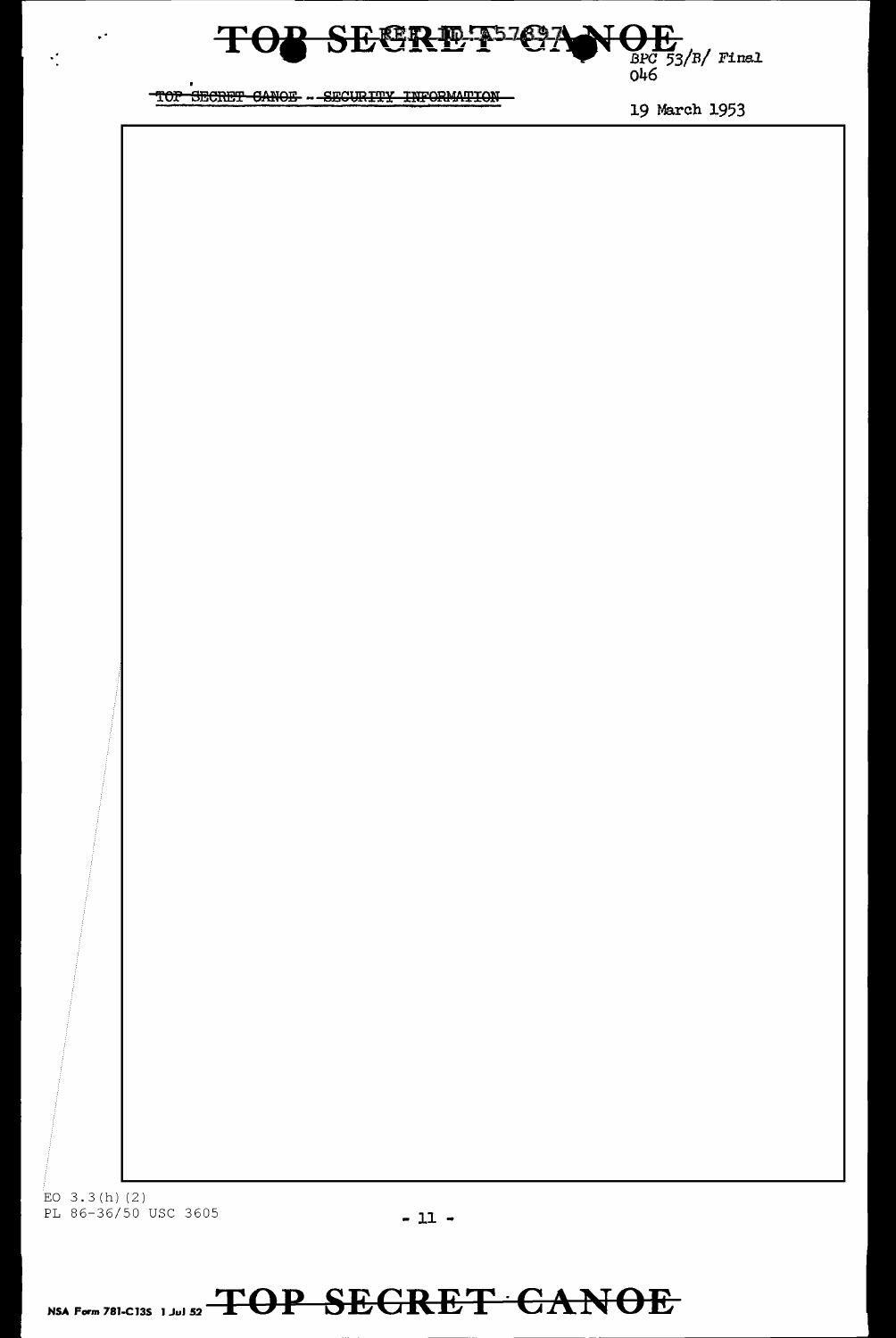BPC 53/B/ Final

046

TOP SECRET CANOE -- SECURITY INFORMATION

19 March 1953

EO 3.3(h)(2)
PL 86-36/50 USC 3605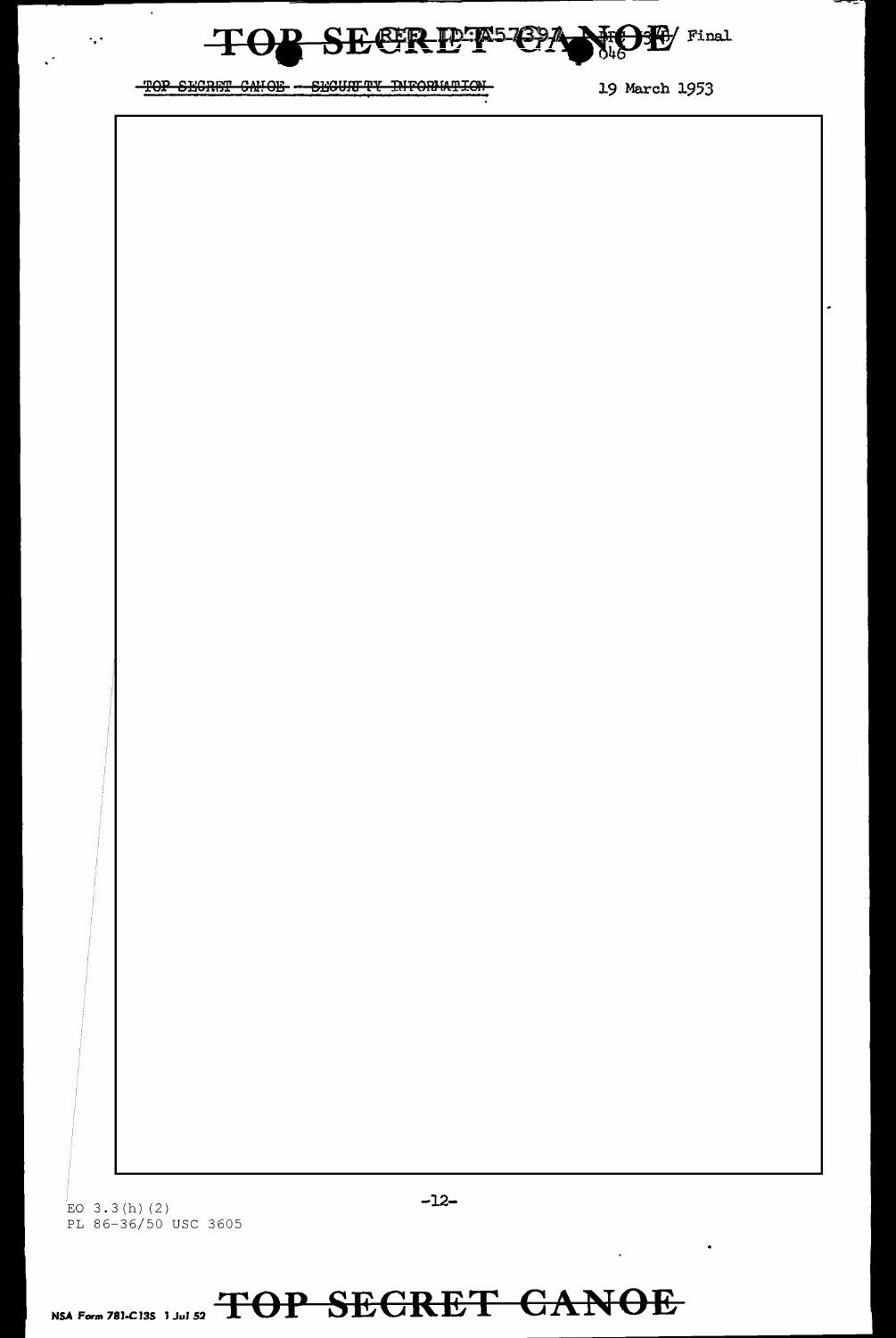EO 3.3(h)(2)
PL 86-36/50 USC 3605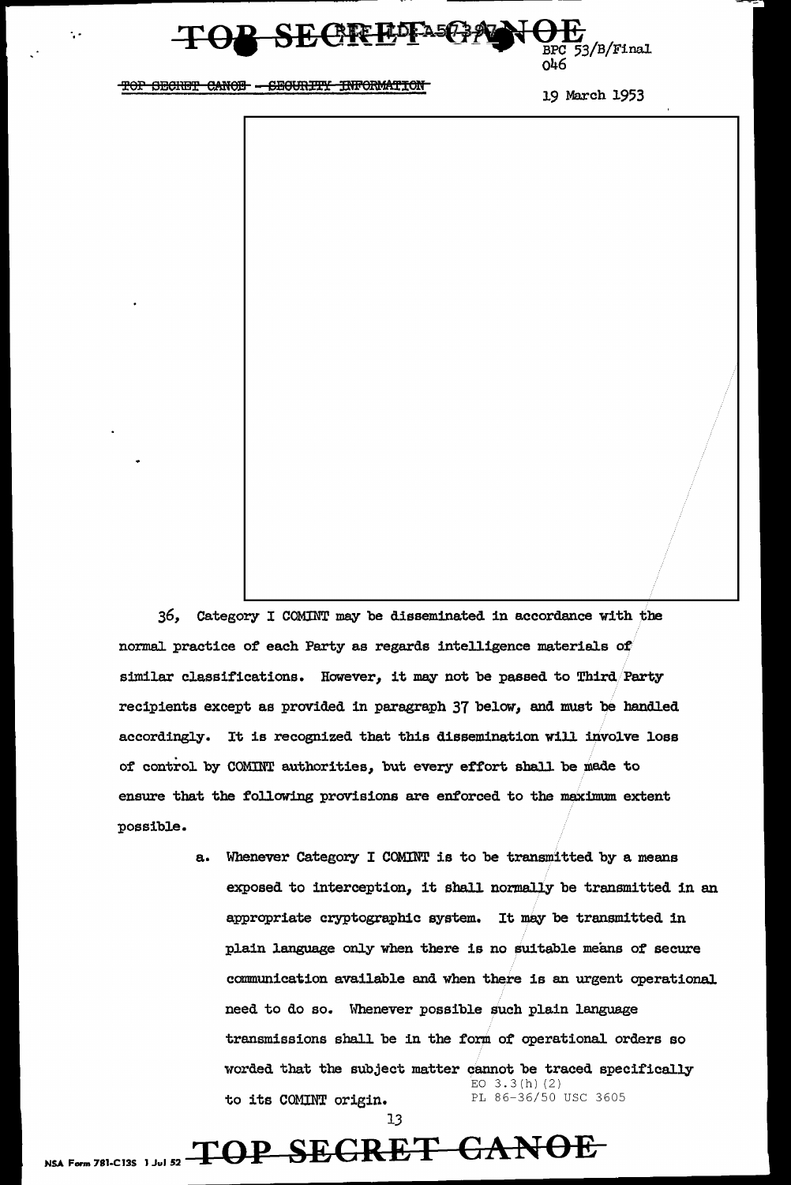TOP SECRET CANOE - SECURITY INFORMATION

BPC 53/B/Final
046

19 March 1953

36. Category I COMINT may be disseminated in accordance with the normal practice of each Party as regards intelligence materials of similar classifications. However, it may not be passed to Third Party recipients except as provided in paragraph 37 below, and must be handled accordingly. It is recognized that this dissemination will involve loss of control by COMINT authorities, but every effort shall be made to ensure that the following provisions are enforced to the maximum extent possible.

a. Whenever Category I COMINT is to be transmitted by a means exposed to interception, it shall normally be transmitted in an appropriate cryptographic system. It may be transmitted in plain language only when there is no suitable means of secure communication available and when there is an urgent operational need to do so. Whenever possible such plain language transmissions shall be in the form of operational orders so worded that the subject matter cannot be traced specifically to its COMINT origin.

EO 3.3(h)(2)
PL 86-36/50 USC 3605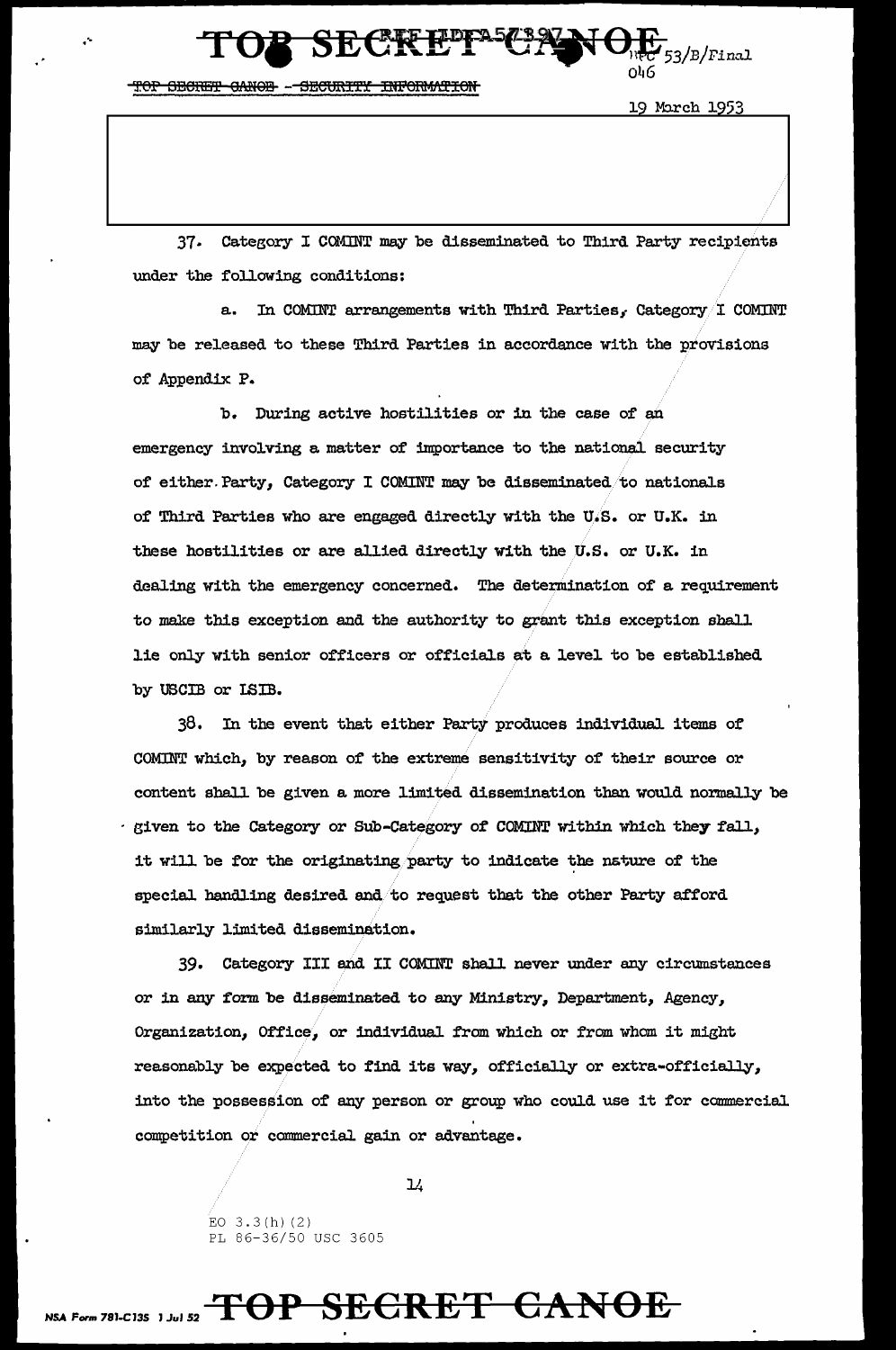37. Category I COMINT may be disseminated to Third Party recipients under the following conditions:

a. In COMINT arrangements with Third Parties, Category I COMINT may be released to these Third Parties in accordance with the provisions of Appendix P.

b. During active hostilities or in the case of an emergency involving a matter of importance to the national security of either Party, Category I COMINT may be disseminated to nationals of Third Parties who are engaged directly with the U.S. or U.K. in these hostilities or are allied directly with the U.S. or U.K. in dealing with the emergency concerned. The determination of a requirement to make this exception and the authority to grant this exception shall lie only with senior officers or officials at a level to be established by USCIB or LSIB.

38. In the event that either Party produces individual items of COMINT which, by reason of the extreme sensitivity of their source or content shall be given a more limited dissemination than would normally be given to the Category or Sub-Category of COMINT within which they fall, it will be for the originating party to indicate the nature of the special handling desired and to request that the other Party afford similarly limited dissemination.

39. Category III and II COMINT shall never under any circumstances or in any form be disseminated to any Ministry, Department, Agency, Organization, Office, or individual from which or from whom it might reasonably be expected to find its way, officially or extra-officially, into the possession of any person or group who could use it for commercial competition or commercial gain or advantage.

EO 3.3(h)(2)
PL 86-36/50 USC 3605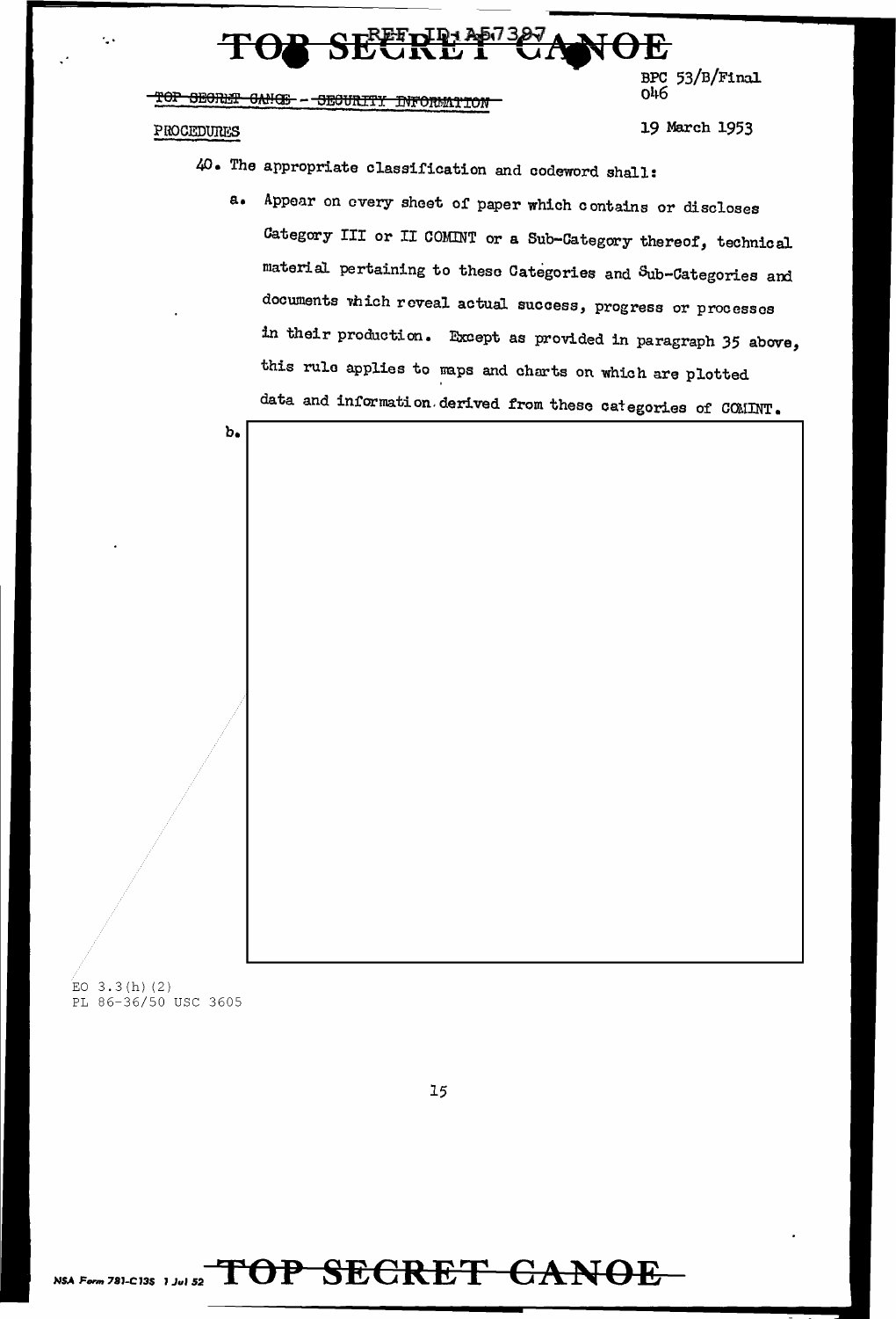PROCEDURES

40. The appropriate classification and codeword shall:

a. Appear on every sheet of paper which contains or discloses Category III or II COMINT or a Sub-Category thereof, technical material pertaining to these Categories and Sub-Categories and documents which reveal actual success, progress or processes in their production. Except as provided in paragraph 35 above, this rule applies to maps and charts on which are plotted data and information derived from these categories of COMINT.

b.

EO 3.3(h)(2)
PL 86-36/50 USC 3605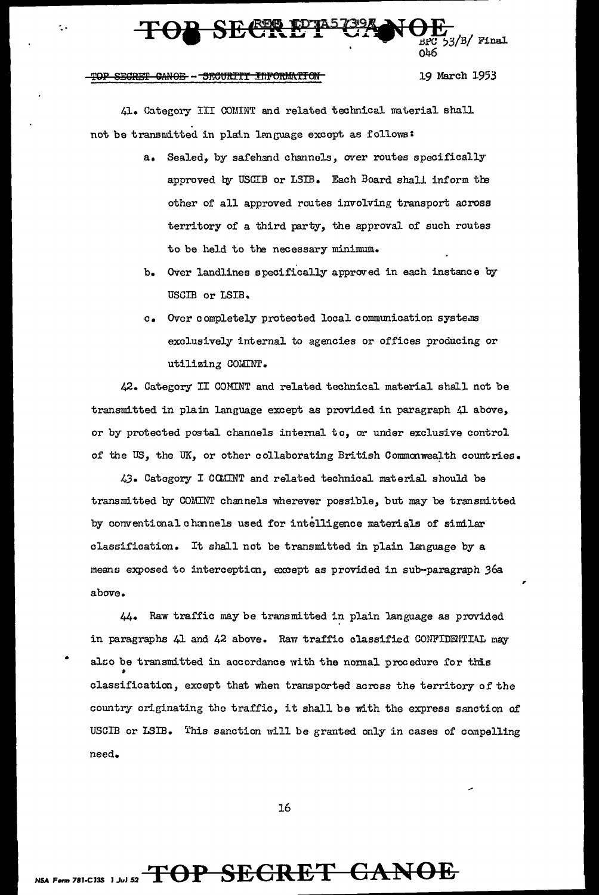41. Category III COMINT and related technical material shall not be transmitted in plain language except as follows:

a. Sealed, by safehand channels, over routes specifically approved by USCIB or LSIB. Each Board shall inform the other of all approved routes involving transport across territory of a third party, the approval of such routes to be held to the necessary minimum.

b. Over landlines specifically approved in each instance by USCIB or LSIB.

c. Over completely protected local communication systems exclusively internal to agencies or offices producing or utilizing COMINT.

42. Category II COMINT and related technical material shall not be transmitted in plain language except as provided in paragraph 41 above, or by protected postal channels internal to, or under exclusive control of the US, the UK, or other collaborating British Commonwealth countries.

43. Category I COMINT and related technical material should be transmitted by COMINT channels wherever possible, but may be transmitted by conventional channels used for intelligence materials of similar classification. It shall not be transmitted in plain language by a means exposed to interception, except as provided in sub-paragraph 36a above.

44. Raw traffic may be transmitted in plain language as provided in paragraphs 41 and 42 above. Raw traffic classified CONFIDENTIAL may also be transmitted in accordance with the normal procedure for this classification, except that when transported across the territory of the country originating the traffic, it shall be with the express sanction of USCIB or LSIB. This sanction will be granted only in cases of compelling need.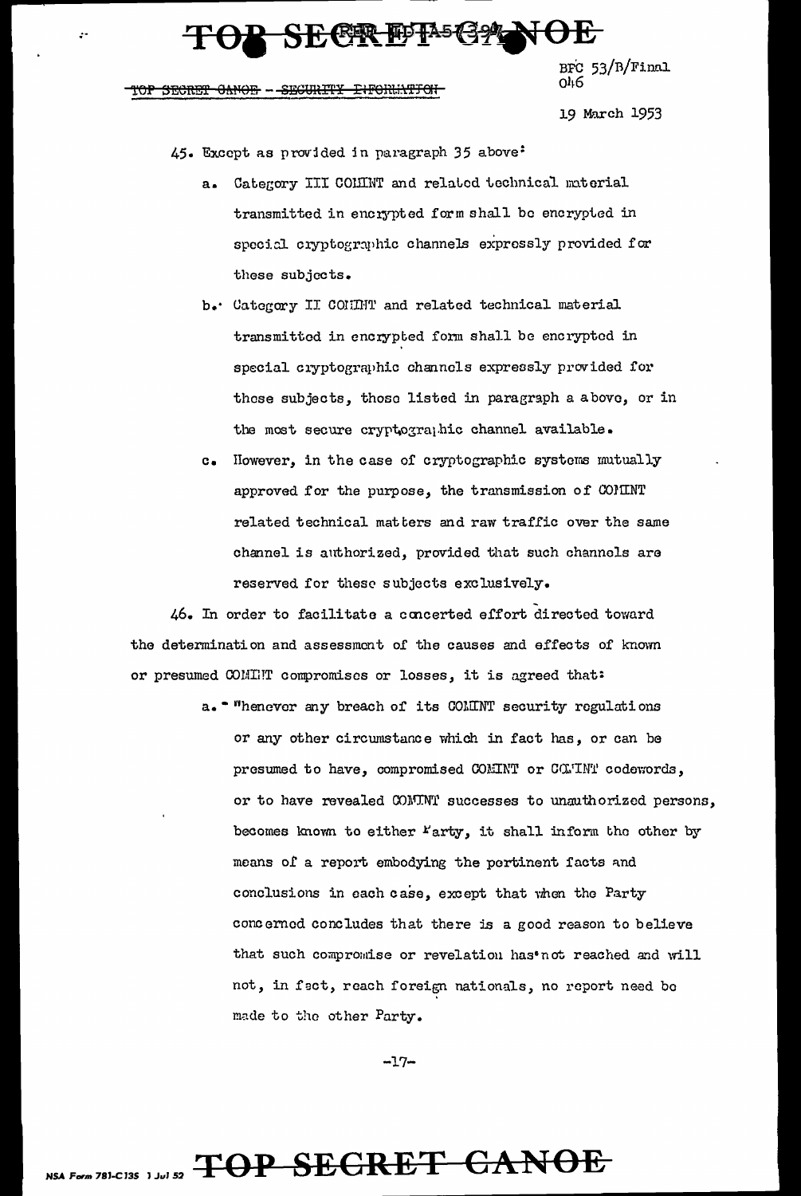BFC 53/B/Final
046

19 March 1953

45. Except as provided in paragraph 35 above:

a. Category III COMINT and related technical material transmitted in encrypted form shall be encrypted in special cryptographic channels expressly provided for these subjects.

b. Category II COMINT and related technical material transmitted in encrypted form shall be encrypted in special cryptographic channels expressly provided for those subjects, those listed in paragraph a above, or in the most secure cryptographic channel available.

c. However, in the case of cryptographic systems mutually approved for the purpose, the transmission of COMINT related technical matters and raw traffic over the same channel is authorized, provided that such channels are reserved for these subjects exclusively.

46. In order to facilitate a concerted effort directed toward the determination and assessment of the causes and effects of known or presumed COMINT compromises or losses, it is agreed that:

a. Whenever any breach of its COMINT security regulations or any other circumstance which in fact has, or can be presumed to have, compromised COMINT or COMINT codewords, or to have revealed COMINT successes to unauthorized persons, becomes known to either Party, it shall inform the other by means of a report embodying the pertinent facts and conclusions in each case, except that when the Party concerned concludes that there is a good reason to believe that such compromise or revelation has not reached and will not, in fact, reach foreign nationals, no report need be made to the other Party.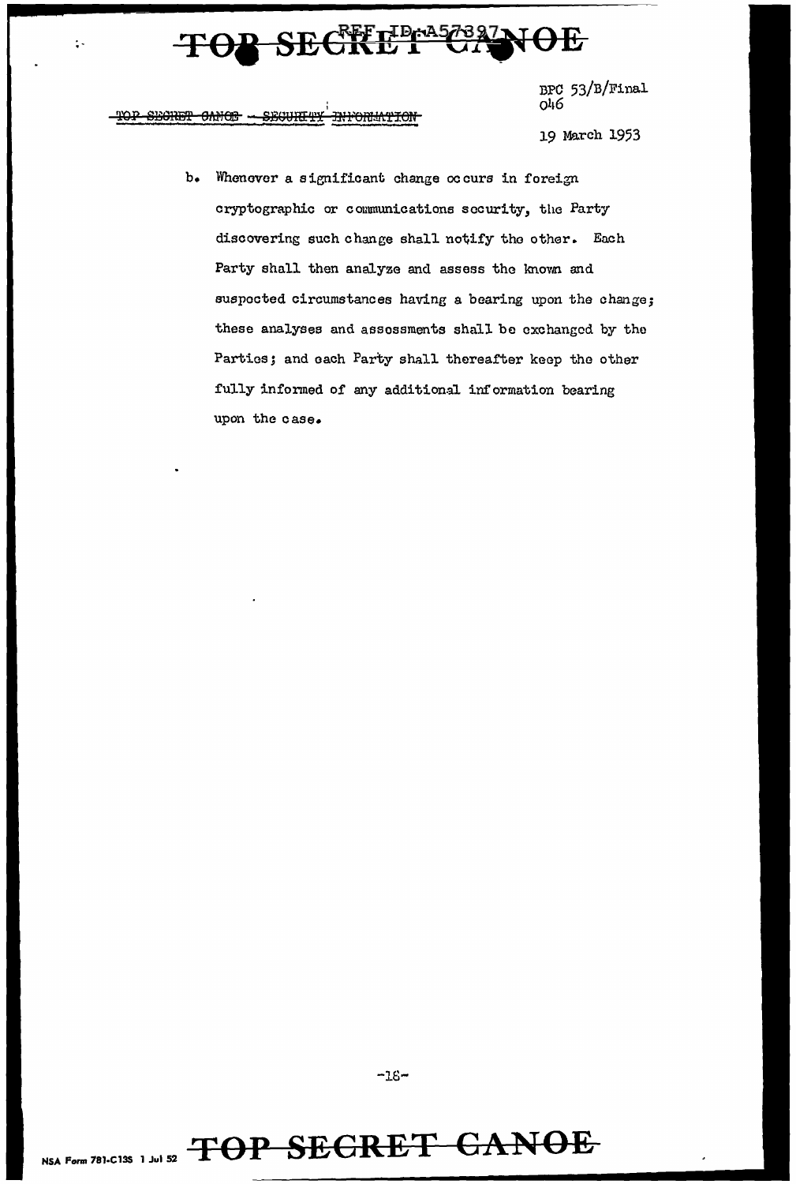BPC 53/B/Final
046

19 March 1953

b. Whenever a significant change occurs in foreign cryptographic or communications security, the Party discovering such change shall notify the other. Each Party shall then analyze and assess the known and suspected circumstances having a bearing upon the change; these analyses and assessments shall be exchanged by the Parties; and each Party shall thereafter keep the other fully informed of any additional information bearing upon the case.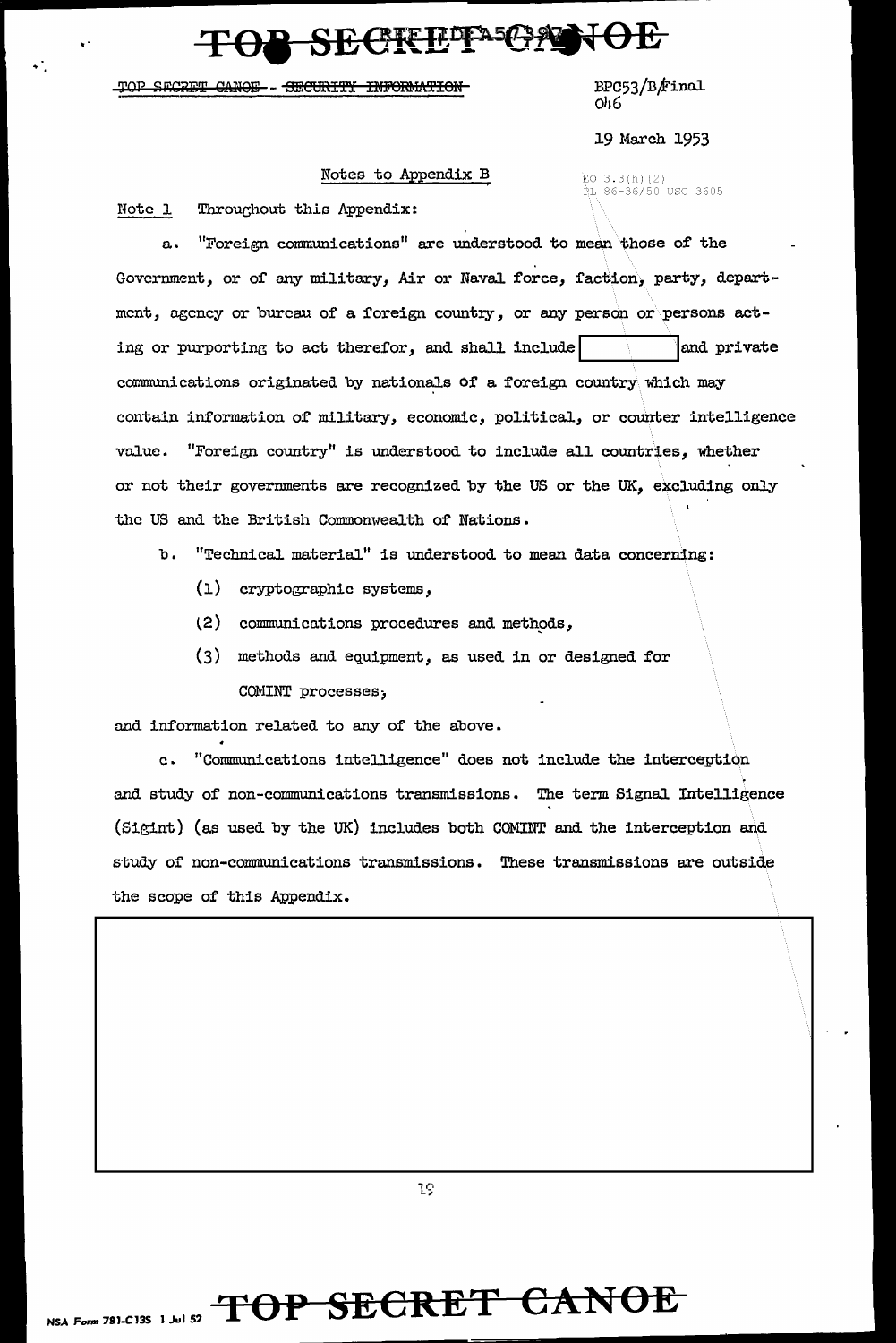TOP SECRET CANOE - SECURITY INFORMATION

BPC53/B/Final
016

19 March 1953

Notes to Appendix B

EO 3.3(h)(2)
PL 86-36/50 USC 3605

Note 1 Throughout this Appendix:

a. "Foreign communications" are understood to mean those of the Government, or of any military, Air or Naval force, faction, party, department, agency or bureau of a foreign country, or any person or persons acting or purporting to act therefor, and shall include [REDACTED] and private communications originated by nationals of a foreign country which may contain information of military, economic, political, or counter intelligence value. "Foreign country" is understood to include all countries, whether or not their governments are recognized by the US or the UK, excluding only the US and the British Commonwealth of Nations.

b. "Technical material" is understood to mean data concerning:

(1) cryptographic systems,

(2) communications procedures and methods,

(3) methods and equipment, as used in or designed for COMINT processes,

and information related to any of the above.

c. "Communications intelligence" does not include the interception and study of non-communications transmissions. The term Signal Intelligence (Sigint) (as used by the UK) includes both COMINT and the interception and study of non-communications transmissions. These transmissions are outside the scope of this Appendix.

[REDACTED]

TOP SECRET CANOE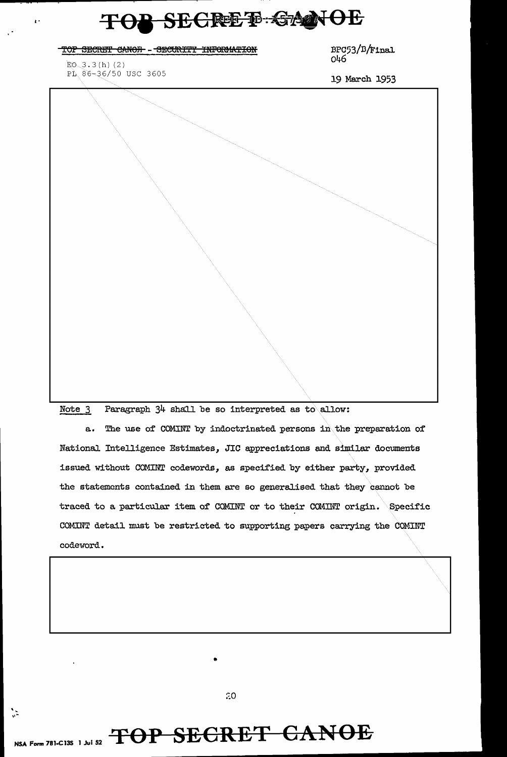~~TOP SECRET CANOE~~ - ~~SECURITY INFORMATION~~

EO 3.3(h)(2)
PL 86-36/50 USC 3605

BPC53/B/Final
046

19 March 1953

Note 3 Paragraph 34 shall be so interpreted as to allow:

a. The use of COMINT by indoctrinated persons in the preparation of National Intelligence Estimates, JIC appreciations and similar documents issued without COMINT codewords, as specified by either party, provided the statements contained in them are so generalised that they cannot be traced to a particular item of COMINT or to their COMINT origin. Specific COMINT detail must be restricted to supporting papers carrying the COMINT codeword.

NSA Form 781-C13S 1 Jul 52